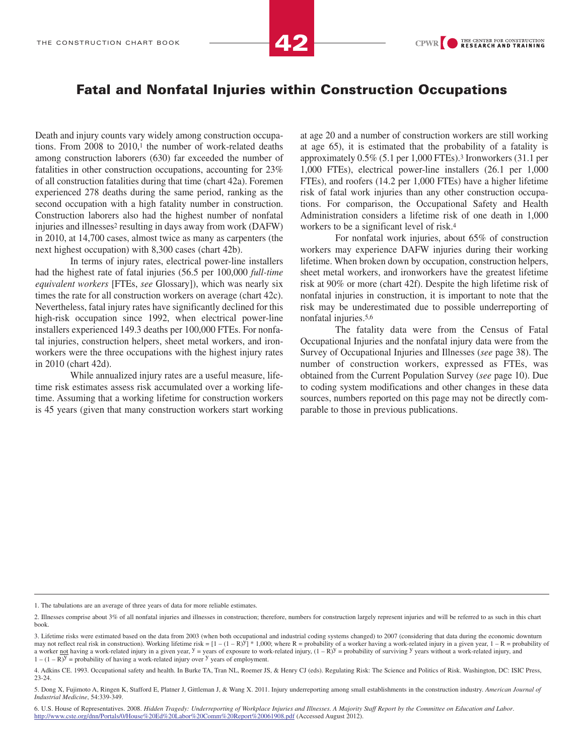# Fatal and Nonfatal Injuries within Construction Occupations

Death and injury counts vary widely among construction occupations. From 2008 to 2010,[1] the number of work-related deaths among construction laborers (630) far exceeded the number of fatalities in other construction occupations, accounting for 23% of all construction fatalities during that time (chart 42a). Foremen experienced 278 deaths during the same period, ranking as the second occupation with a high fatality number in construction. Construction laborers also had the highest number of nonfatal injuries and illnesses[2] resulting in days away from work (DAFW) in 2010, at 14,700 cases, almost twice as many as carpenters (the next highest occupation) with 8,300 cases (chart 42b).

In terms of injury rates, electrical power-line installers had the highest rate of fatal injuries (56.5 per 100,000 *full-time equivalent workers* [FTEs, *see* Glossary]), which was nearly six times the rate for all construction workers on average (chart 42c). Nevertheless, fatal injury rates have significantly declined for this high-risk occupation since 1992, when electrical power-line installers experienced 149.3 deaths per 100,000 FTEs. For nonfatal injuries, construction helpers, sheet metal workers, and ironworkers were the three occupations with the highest injury rates in 2010 (chart 42d).

While annualized injury rates are a useful measure, lifetime risk estimates assess risk accumulated over a working lifetime. Assuming that a working lifetime for construction workers is 45 years (given that many construction workers start working at age 20 and a number of construction workers are still working at age 65), it is estimated that the probability of a fatality is approximately 0.5% (5.1 per 1,000 FTEs).[3] Ironworkers (31.1 per 1,000 FTEs), electrical power-line installers (26.1 per 1,000 FTEs), and roofers (14.2 per 1,000 FTEs) have a higher lifetime risk of fatal work injuries than any other construction occupations. For comparison, the Occupational Safety and Health Administration considers a lifetime risk of one death in 1,000 workers to be a significant level of risk.[4]

For nonfatal work injuries, about 65% of construction workers may experience DAFW injuries during their working lifetime. When broken down by occupation, construction helpers, sheet metal workers, and ironworkers have the greatest lifetime risk at 90% or more (chart 42f). Despite the high lifetime risk of nonfatal injuries in construction, it is important to note that the risk may be underestimated due to possible underreporting of nonfatal injuries.[5,6]

The fatality data were from the Census of Fatal Occupational Injuries and the nonfatal injury data were from the Survey of Occupational Injuries and Illnesses (*see* page 38). The number of construction workers, expressed as FTEs, was obtained from the Current Population Survey (*see* page 10). Due to coding system modifications and other changes in these data sources, numbers reported on this page may not be directly comparable to those in previous publications.

---

1. The tabulations are an average of three years of data for more reliable estimates.

2. Illnesses comprise about 3% of all nonfatal injuries and illnesses in construction; therefore, numbers for construction largely represent injuries and will be referred to as such in this chart book.

3. Lifetime risks were estimated based on the data from 2003 (when both occupational and industrial coding systems changed) to 2007 (considering that data during the economic downturn may not reflect real risk in construction). Working lifetime risk = $[1 - (1 - R)^y] * 1{,}000$; where R = probability of a worker having a work-related injury in a given year, $1 - R$ = probability of a worker not having a work-related injury in a given year, $y$ = years of exposure to work-related injury, $(1 - R)^y$ = probability of surviving $y$ years without a work-related injury, and $1 - (1 - R)^y$ = probability of having a work-related injury over $y$ years of employment.

4. Adkins CE. 1993. Occupational safety and health. In Burke TA, Tran NL, Roemer JS, & Henry CJ (eds). Regulating Risk: The Science and Politics of Risk. Washington, DC: ISIC Press, 23-24.

5. Dong X, Fujimoto A, Ringen K, Stafford E, Platner J, Gittleman J, & Wang X. 2011. Injury underreporting among small establishments in the construction industry. *American Journal of Industrial Medicine*, 54:339-349.

6. U.S. House of Representatives. 2008. *Hidden Tragedy: Underreporting of Workplace Injuries and Illnesses. A Majority Staff Report by the Committee on Education and Labor*. http://www.cste.org/dnn/Portals/0/House%20Ed%20Labor%20Comm%20Report%20061908.pdf (Accessed August 2012).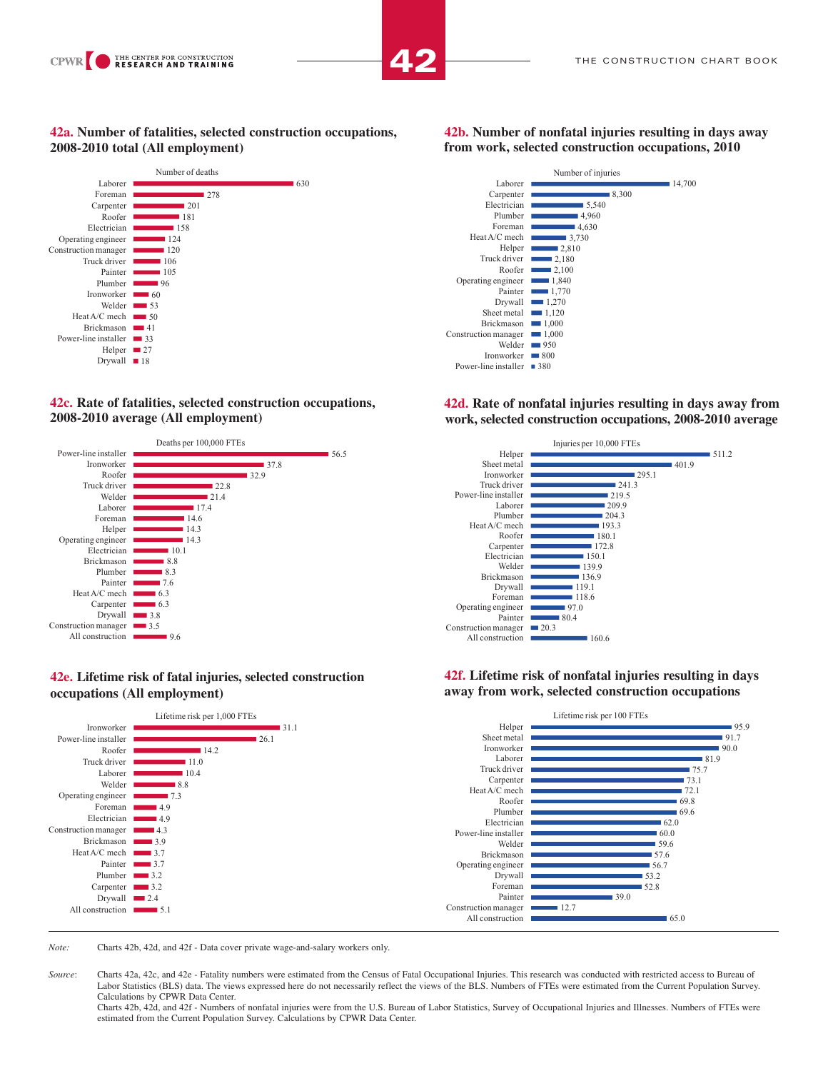## 42a. Number of fatalities, selected construction occupations, 2008-2010 total (All employment)

Number of deaths

Laborer 630
Foreman 278
Carpenter 201
Roofer 181
Electrician 158
Operating engineer 124
Construction manager 120
Truck driver 106
Painter 105
Plumber 96
Ironworker 60
Welder 53
Heat A/C mech 50
Brickmason 41
Power-line installer 33
Helper 27
Drywall 18

## 42b. Number of nonfatal injuries resulting in days away from work, selected construction occupations, 2010

Number of injuries

Laborer 14,700
Carpenter 8,300
Electrician 5,540
Plumber 4,960
Foreman 4,630
Heat A/C mech 3,730
Helper 2,810
Truck driver 2,180
Roofer 2,100
Operating engineer 1,840
Painter 1,770
Drywall 1,270
Sheet metal 1,120
Brickmason 1,000
Construction manager 1,000
Welder 950
Ironworker 800
Power-line installer 380

## 42c. Rate of fatalities, selected construction occupations, 2008-2010 average (All employment)

Deaths per 100,000 FTEs

Power-line installer 56.5
Ironworker 37.8
Roofer 32.9
Truck driver 22.8
Welder 21.4
Laborer 17.4
Foreman 14.6
Helper 14.3
Operating engineer 14.3
Electrician 10.1
Brickmason 8.8
Plumber 8.3
Painter 7.6
Heat A/C mech 6.3
Carpenter 6.3
Drywall 3.8
Construction manager 3.5
All construction 9.6

## 42d. Rate of nonfatal injuries resulting in days away from work, selected construction occupations, 2008-2010 average

Injuries per 10,000 FTEs

Helper 511.2
Sheet metal 401.9
Ironworker 295.1
Truck driver 241.3
Power-line installer 219.5
Laborer 209.9
Plumber 204.3
Heat A/C mech 193.3
Roofer 180.1
Carpenter 172.8
Electrician 150.1
Welder 139.9
Brickmason 136.9
Drywall 119.1
Foreman 118.6
Operating engineer 97.0
Painter 80.4
Construction manager 20.3
All construction 160.6

## 42e. Lifetime risk of fatal injuries, selected construction occupations (All employment)

Lifetime risk per 1,000 FTEs

Ironworker 31.1
Power-line installer 26.1
Roofer 14.2
Truck driver 11.0
Laborer 10.4
Welder 8.8
Operating engineer 7.3
Foreman 4.9
Electrician 4.9
Construction manager 4.3
Brickmason 3.9
Heat A/C mech 3.7
Painter 3.7
Plumber 3.2
Carpenter 3.2
Drywall 2.4
All construction 5.1

## 42f. Lifetime risk of nonfatal injuries resulting in days away from work, selected construction occupations

Lifetime risk per 100 FTEs

Helper 95.9
Sheet metal 91.7
Ironworker 90.0
Laborer 81.9
Truck driver 75.7
Carpenter 73.1
Heat A/C mech 72.1
Roofer 69.8
Plumber 69.6
Electrician 62.0
Power-line installer 60.0
Welder 59.6
Brickmason 57.6
Operating engineer 56.7
Drywall 53.2
Foreman 52.8
Painter 39.0
Construction manager 12.7
All construction 65.0

*Note:* Charts 42b, 42d, and 42f - Data cover private wage-and-salary workers only.

*Source:* Charts 42a, 42c, and 42e - Fatality numbers were estimated from the Census of Fatal Occupational Injuries. This research was conducted with restricted access to Bureau of Labor Statistics (BLS) data. The views expressed here do not necessarily reflect the views of the BLS. Numbers of FTEs were estimated from the Current Population Survey. Calculations by CPWR Data Center.
Charts 42b, 42d, and 42f - Numbers of nonfatal injuries were from the U.S. Bureau of Labor Statistics, Survey of Occupational Injuries and Illnesses. Numbers of FTEs were estimated from the Current Population Survey. Calculations by CPWR Data Center.